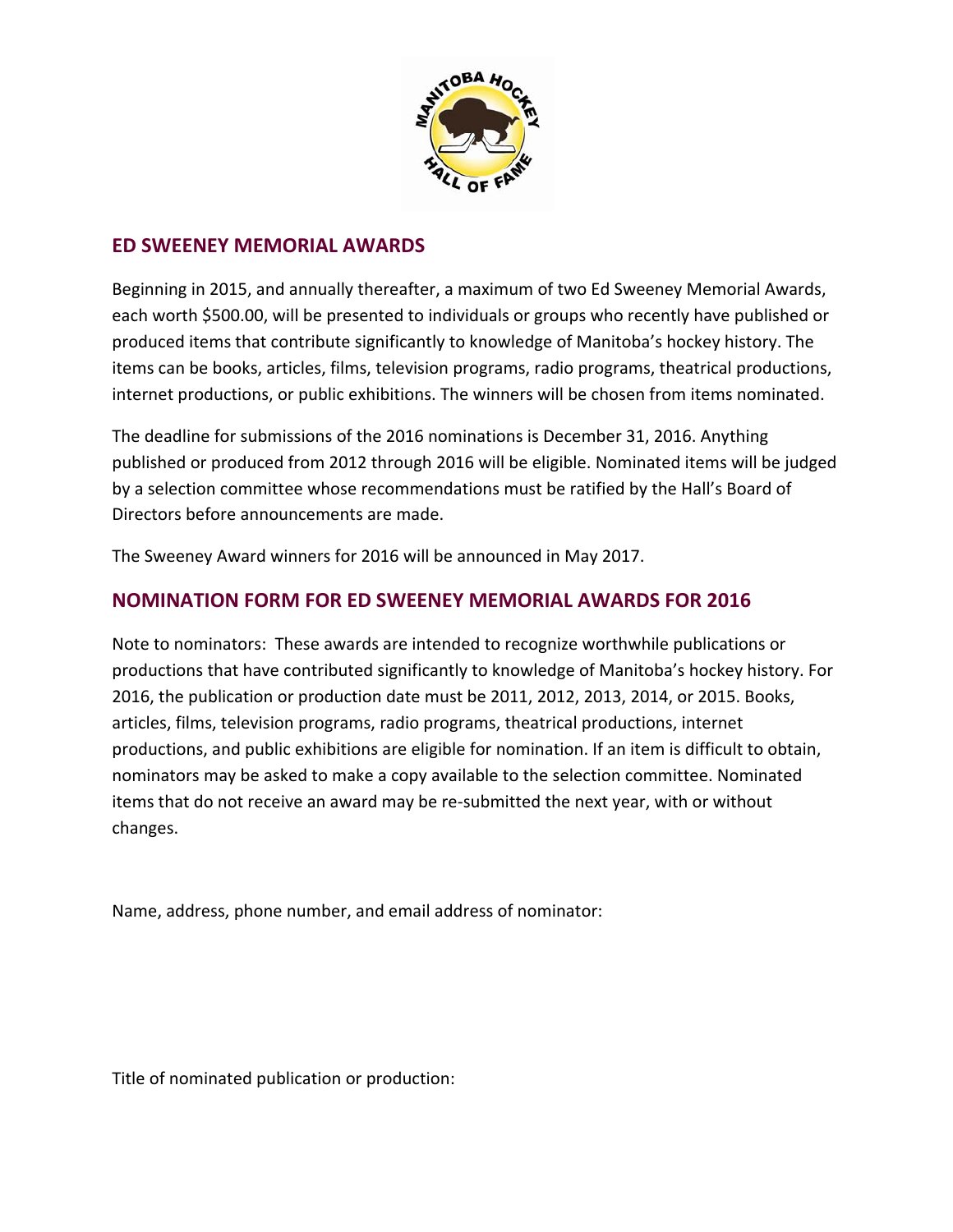## ED SWEENEY MEMORIAL AWARDS

Beginning in 2015, and annually thereafter, a maximum of two Ed Sweeney Memorial Awards, each worth $500.00, will be presented to individuals or groups who recently have published or produced items that contribute significantly to knowledge of Manitoba's hockey history. The items can be books, articles, films, television programs, radio programs, theatrical productions, internet productions, or public exhibitions. The winners will be chosen from items nominated.

The deadline for submissions of the 2016 nominations is December 31, 2016. Anything published or produced from 2012 through 2016 will be eligible. Nominated items will be judged by a selection committee whose recommendations must be ratified by the Hall's Board of Directors before announcements are made.

The Sweeney Award winners for 2016 will be announced in May 2017.

## NOMINATION FORM FOR ED SWEENEY MEMORIAL AWARDS FOR 2016

Note to nominators: These awards are intended to recognize worthwhile publications or productions that have contributed significantly to knowledge of Manitoba's hockey history. For 2016, the publication or production date must be 2011, 2012, 2013, 2014, or 2015. Books, articles, films, television programs, radio programs, theatrical productions, internet productions, and public exhibitions are eligible for nomination. If an item is difficult to obtain, nominators may be asked to make a copy available to the selection committee. Nominated items that do not receive an award may be re-submitted the next year, with or without changes.

Name, address, phone number, and email address of nominator:

Title of nominated publication or production: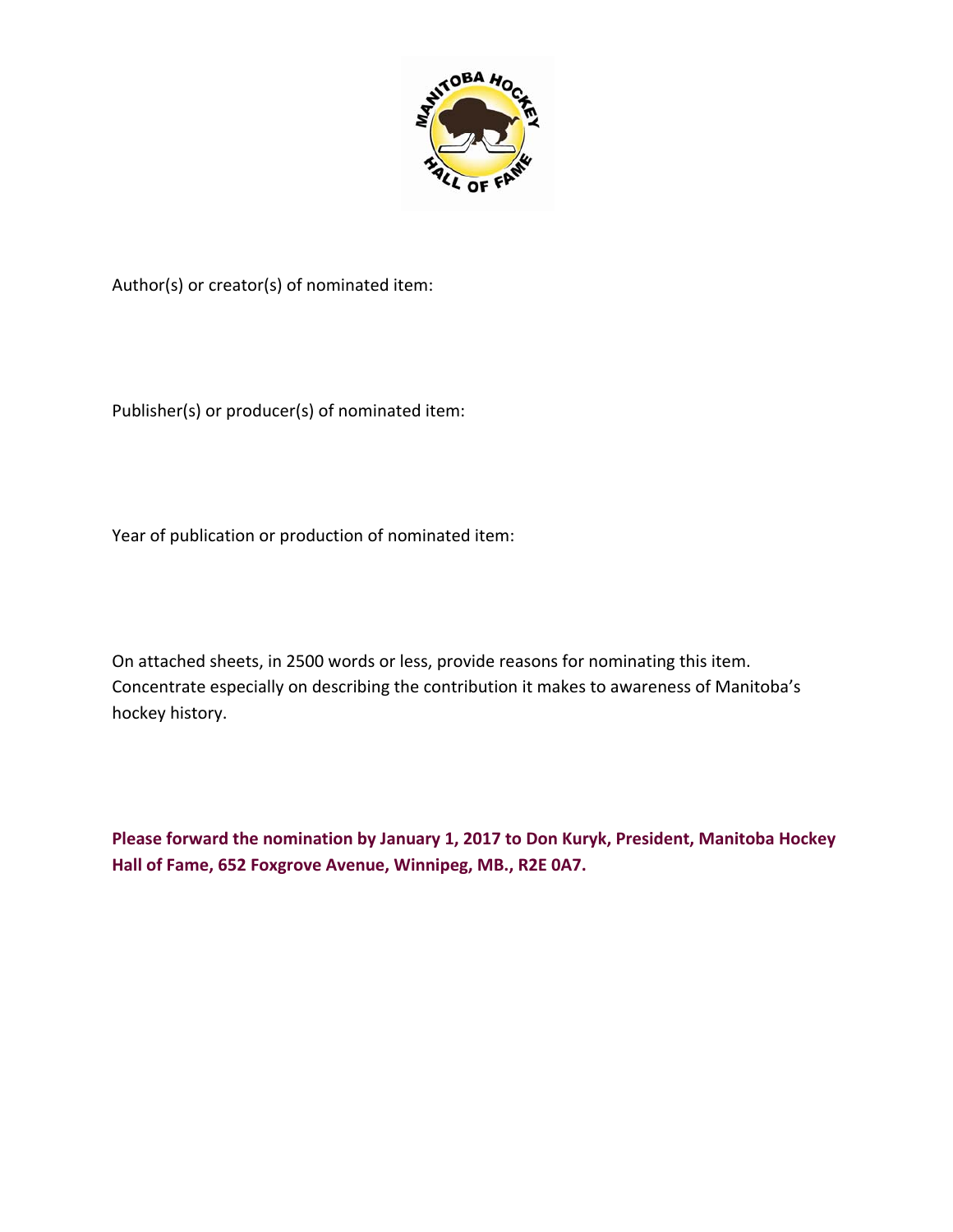Author(s) or creator(s) of nominated item:

Publisher(s) or producer(s) of nominated item:

Year of publication or production of nominated item:

On attached sheets, in 2500 words or less, provide reasons for nominating this item. Concentrate especially on describing the contribution it makes to awareness of Manitoba's hockey history.

**Please forward the nomination by January 1, 2017 to Don Kuryk, President, Manitoba Hockey Hall of Fame, 652 Foxgrove Avenue, Winnipeg, MB., R2E 0A7.**